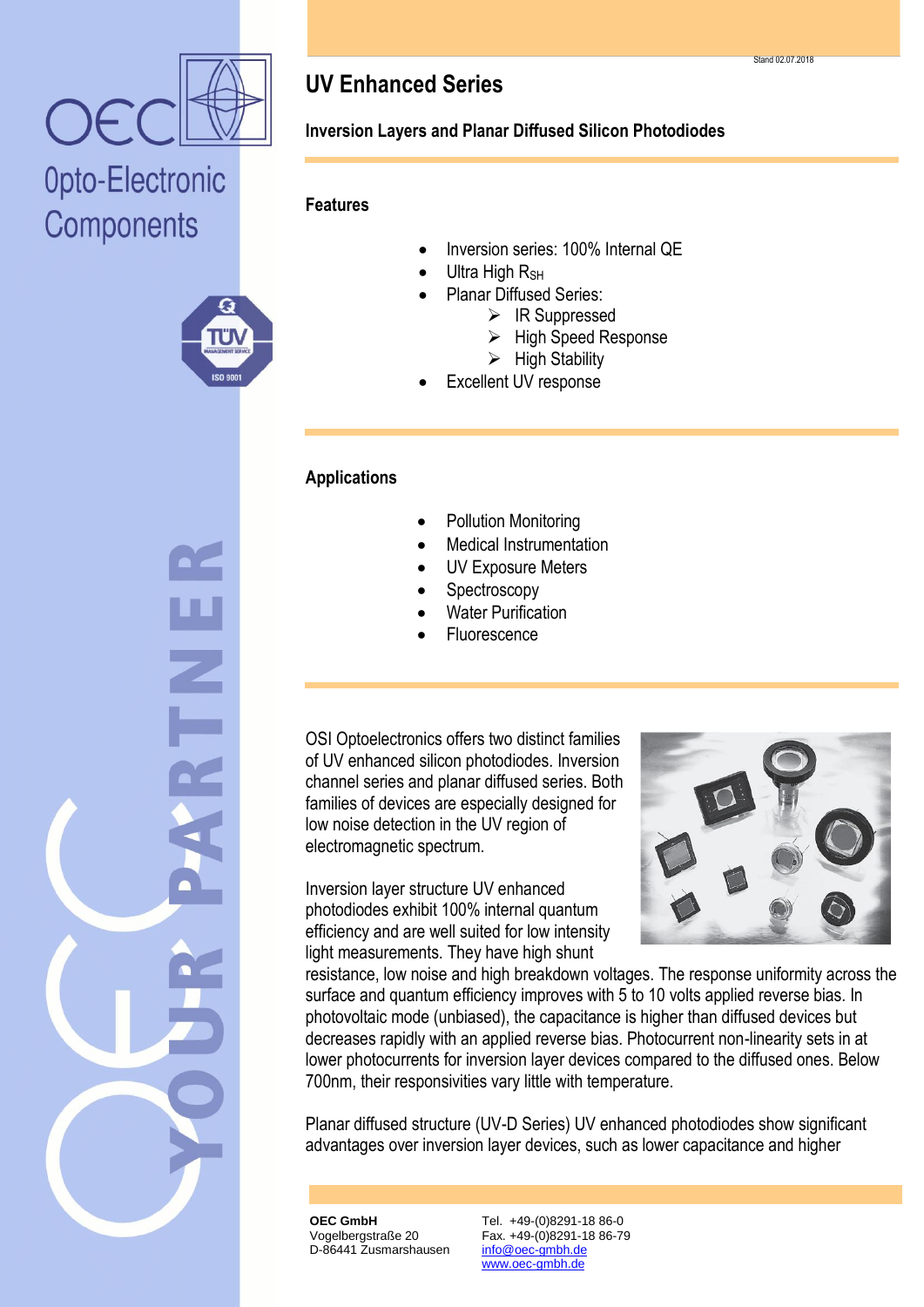# UV Enhanced Series

## Inversion Layers and Planar Diffused Silicon Photodiodes

### Features

- Inversion series: 100% Internal QE
- Ultra High $R_{SH}$
- Planar Diffused Series:
  - IR Suppressed
  - High Speed Response
  - High Stability
- Excellent UV response

### Applications

- Pollution Monitoring
- Medical Instrumentation
- UV Exposure Meters
- Spectroscopy
- Water Purification
- Fluorescence

OSI Optoelectronics offers two distinct families of UV enhanced silicon photodiodes. Inversion channel series and planar diffused series. Both families of devices are especially designed for low noise detection in the UV region of electromagnetic spectrum.

Inversion layer structure UV enhanced photodiodes exhibit 100% internal quantum efficiency and are well suited for low intensity light measurements. They have high shunt resistance, low noise and high breakdown voltages. The response uniformity across the surface and quantum efficiency improves with 5 to 10 volts applied reverse bias. In photovoltaic mode (unbiased), the capacitance is higher than diffused devices but decreases rapidly with an applied reverse bias. Photocurrent non-linearity sets in at lower photocurrents for inversion layer devices compared to the diffused ones. Below 700nm, their responsivities vary little with temperature.

Planar diffused structure (UV-D Series) UV enhanced photodiodes show significant advantages over inversion layer devices, such as lower capacitance and higher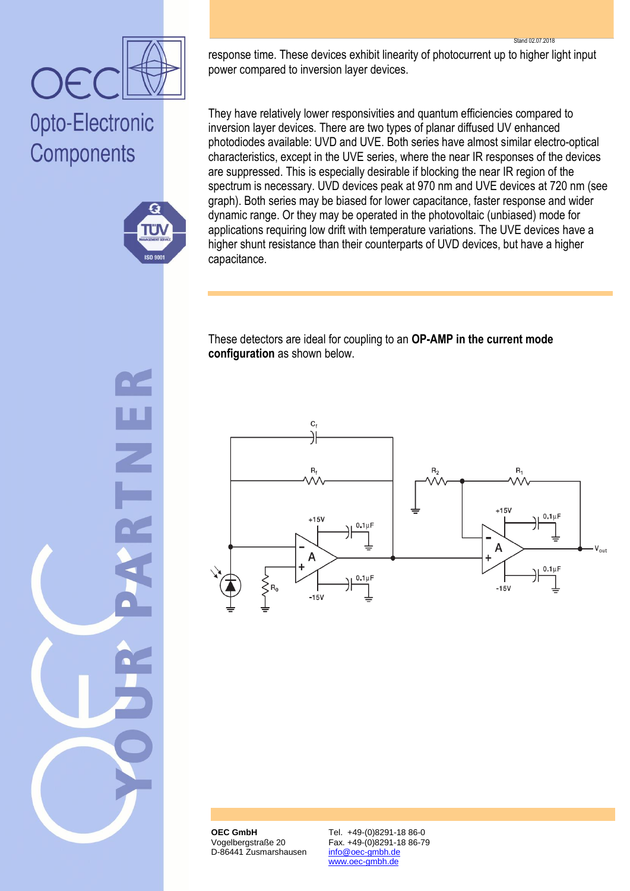response time. These devices exhibit linearity of photocurrent up to higher light input power compared to inversion layer devices.

They have relatively lower responsivities and quantum efficiencies compared to inversion layer devices. There are two types of planar diffused UV enhanced photodiodes available: UVD and UVE. Both series have almost similar electro-optical characteristics, except in the UVE series, where the near IR responses of the devices are suppressed. This is especially desirable if blocking the near IR region of the spectrum is necessary. UVD devices peak at 970 nm and UVE devices at 720 nm (see graph). Both series may be biased for lower capacitance, faster response and wider dynamic range. Or they may be operated in the photovoltaic (unbiased) mode for applications requiring low drift with temperature variations. The UVE devices have a higher shunt resistance than their counterparts of UVD devices, but have a higher capacitance.

These detectors are ideal for coupling to an **OP-AMP in the current mode configuration** as shown below.

$C_f$

$R_f$

$R_2$

$R_1$

+15V

0,1µF

A

+15V

0,1µF

A

$V_{out}$

$R_0$

-15V

0,1µF

-15V

0,1µF

**OEC GmbH**
Vogelbergstraße 20
D-86441 Zusmarshausen

Tel. +49-(0)8291-18 86-0
Fax. +49-(0)8291-18 86-79
info@oec-gmbh.de
www.oec-gmbh.de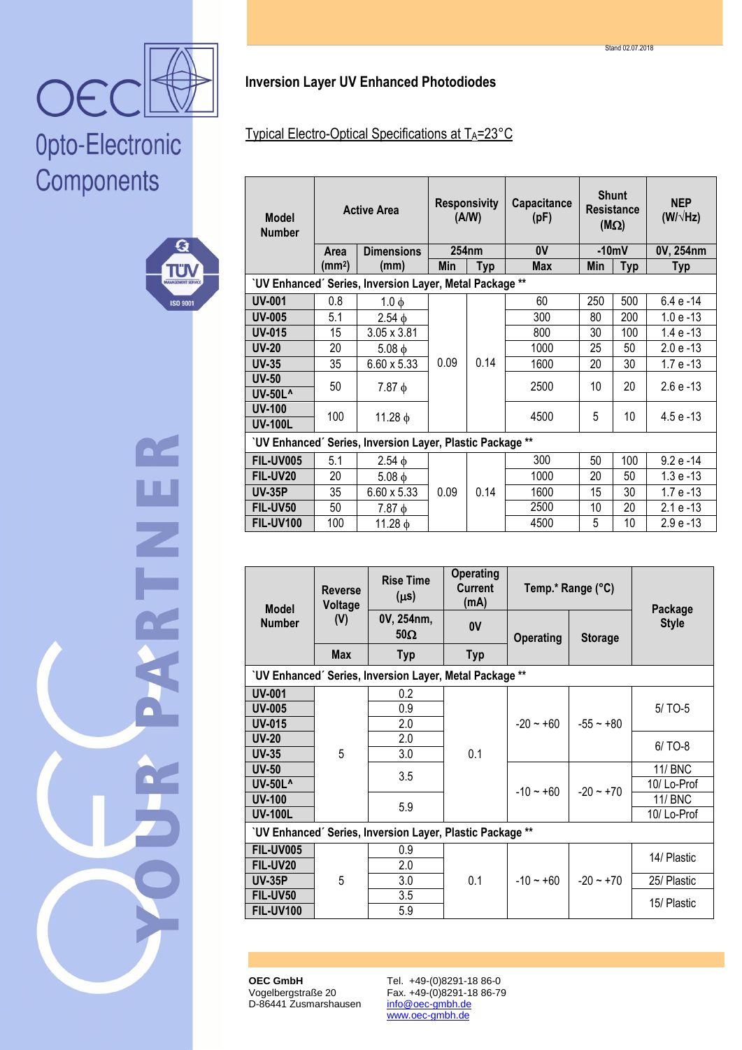## Inversion Layer UV Enhanced Photodiodes

Typical Electro-Optical Specifications at $T_A$=23°C

| Model Number | Active Area | | Responsivity (A/W) | | Capacitance (pF) | Shunt Resistance (MΩ) | | NEP (W/√Hz) |
|---|---|---|---|---|---|---|---|---|
| | Area | Dimensions | 254nm | | 0V | -10mV | | 0V, 254nm |
| | (mm²) | (mm) | Min | Typ | Max | Min | Typ | Typ |
| **`UV Enhanced´ Series, Inversion Layer, Metal Package \*\*** | | | | | | | | |
| **UV-001** | 0.8 | 1.0 ϕ | 0.09 | 0.14 | 60 | 250 | 500 | 6.4 e -14 |
| **UV-005** | 5.1 | 2.54 ϕ | 0.09 | 0.14 | 300 | 80 | 200 | 1.0 e -13 |
| **UV-015** | 15 | 3.05 x 3.81 | 0.09 | 0.14 | 800 | 30 | 100 | 1.4 e -13 |
| **UV-20** | 20 | 5.08 ϕ | 0.09 | 0.14 | 1000 | 25 | 50 | 2.0 e -13 |
| **UV-35** | 35 | 6.60 x 5.33 | 0.09 | 0.14 | 1600 | 20 | 30 | 1.7 e -13 |
| **UV-50**, **UV-50L^** | 50 | 7.87 ϕ | 0.09 | 0.14 | 2500 | 10 | 20 | 2.6 e -13 |
| **UV-100**, **UV-100L** | 100 | 11.28 ϕ | 0.09 | 0.14 | 4500 | 5 | 10 | 4.5 e -13 |
| **`UV Enhanced´ Series, Inversion Layer, Plastic Package \*\*** | | | | | | | | |
| **FIL-UV005** | 5.1 | 2.54 ϕ | 0.09 | 0.14 | 300 | 50 | 100 | 9.2 e -14 |
| **FIL-UV20** | 20 | 5.08 ϕ | 0.09 | 0.14 | 1000 | 20 | 50 | 1.3 e -13 |
| **UV-35P** | 35 | 6.60 x 5.33 | 0.09 | 0.14 | 1600 | 15 | 30 | 1.7 e -13 |
| **FIL-UV50** | 50 | 7.87 ϕ | 0.09 | 0.14 | 2500 | 10 | 20 | 2.1 e -13 |
| **FIL-UV100** | 100 | 11.28 ϕ | 0.09 | 0.14 | 4500 | 5 | 10 | 2.9 e -13 |

| Model Number | Reverse Voltage (V) | Rise Time (µs) | Operating Current (mA) | Temp.* Range (°C) | | Package Style |
|---|---|---|---|---|---|---|
| | | 0V, 254nm, 50Ω | 0V | Operating | Storage | |
| | Max | Typ | Typ | | | |
| **`UV Enhanced´ Series, Inversion Layer, Metal Package \*\*** | | | | | | |
| **UV-001** | 5 | 0.2 | 0.1 | -20 ~ +60 | -55 ~ +80 | 5/ TO-5 |
| **UV-005** | 5 | 0.9 | 0.1 | -20 ~ +60 | -55 ~ +80 | 5/ TO-5 |
| **UV-015** | 5 | 2.0 | 0.1 | -20 ~ +60 | -55 ~ +80 | 5/ TO-5 |
| **UV-20** | 5 | 2.0 | 0.1 | -20 ~ +60 | -55 ~ +80 | 6/ TO-8 |
| **UV-35** | 5 | 3.0 | 0.1 | -20 ~ +60 | -55 ~ +80 | 6/ TO-8 |
| **UV-50** | 5 | 3.5 | 0.1 | -10 ~ +60 | -20 ~ +70 | 11/ BNC |
| **UV-50L^** | 5 | 3.5 | 0.1 | -10 ~ +60 | -20 ~ +70 | 10/ Lo-Prof |
| **UV-100** | 5 | 5.9 | 0.1 | -10 ~ +60 | -20 ~ +70 | 11/ BNC |
| **UV-100L** | 5 | 5.9 | 0.1 | -10 ~ +60 | -20 ~ +70 | 10/ Lo-Prof |
| **`UV Enhanced´ Series, Inversion Layer, Plastic Package \*\*** | | | | | | |
| **FIL-UV005** | 5 | 0.9 | 0.1 | -10 ~ +60 | -20 ~ +70 | 14/ Plastic |
| **FIL-UV20** | 5 | 2.0 | 0.1 | -10 ~ +60 | -20 ~ +70 | 14/ Plastic |
| **UV-35P** | 5 | 3.0 | 0.1 | -10 ~ +60 | -20 ~ +70 | 25/ Plastic |
| **FIL-UV50** | 5 | 3.5 | 0.1 | -10 ~ +60 | -20 ~ +70 | 15/ Plastic |
| **FIL-UV100** | 5 | 5.9 | 0.1 | -10 ~ +60 | -20 ~ +70 | 15/ Plastic |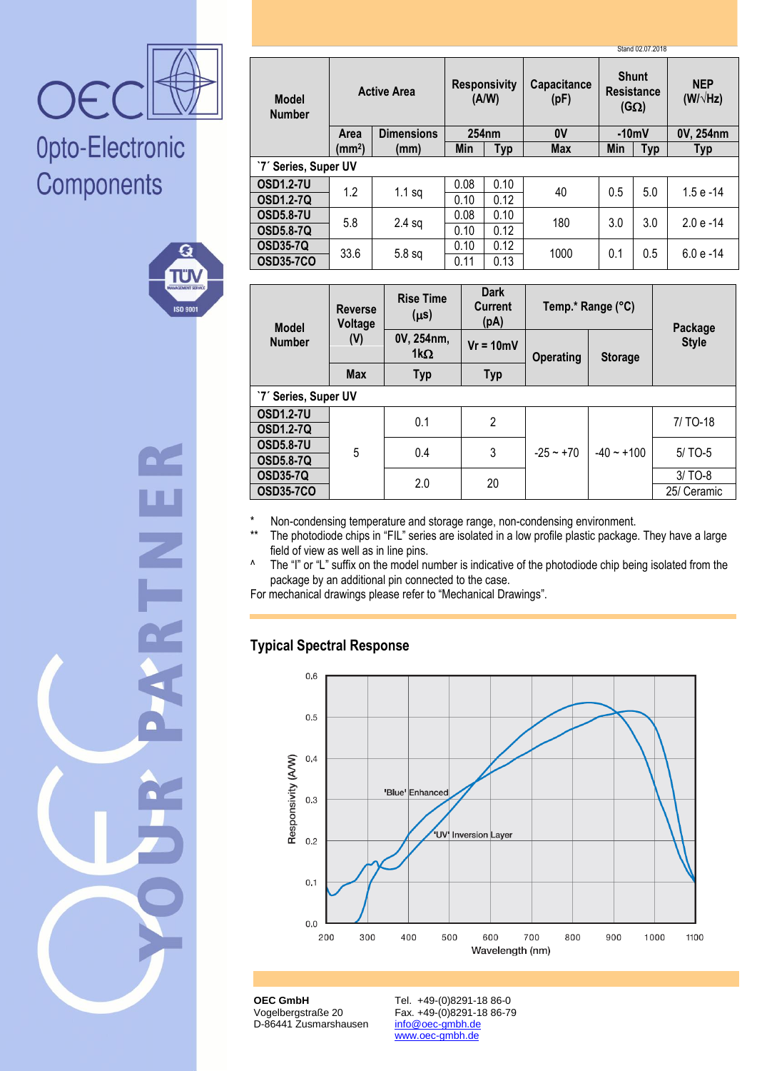Stand 02.07.2018

| Model Number | Active Area | | Responsivity (A/W) | | Capacitance (pF) | Shunt Resistance (GΩ) | | NEP (W/√Hz) |
|---|---|---|---|---|---|---|---|---|
| | Area ($mm^2$) | Dimensions (mm) | 254nm | | 0V | -10mV | | 0V, 254nm |
| | | | Min | Typ | Max | Min | Typ | Typ |
| **`7´ Series, Super UV** | | | | | | | | |
| **OSD1.2-7U** | 1.2 | 1.1 sq | 0.08 | 0.10 | 40 | 0.5 | 5.0 | 1.5 e -14 |
| **OSD1.2-7Q** | | | 0.10 | 0.12 | | | | |
| **OSD5.8-7U** | 5.8 | 2.4 sq | 0.08 | 0.10 | 180 | 3.0 | 3.0 | 2.0 e -14 |
| **OSD5.8-7Q** | | | 0.10 | 0.12 | | | | |
| **OSD35-7Q** | 33.6 | 5.8 sq | 0.10 | 0.12 | 1000 | 0.1 | 0.5 | 6.0 e -14 |
| **OSD35-7CO** | | | 0.11 | 0.13 | | | | |

| Model Number | Reverse Voltage (V) | Rise Time (μs) | Dark Current (pA) | Temp.* Range (°C) | | Package Style |
|---|---|---|---|---|---|---|
| | | 0V, 254nm, 1kΩ | Vr = 10mV | Operating | Storage | |
| | Max | Typ | Typ | | | |
| **`7´ Series, Super UV** | | | | | | |
| **OSD1.2-7U** | 5 | 0.1 | 2 | -25 ~ +70 | -40 ~ +100 | 7/ TO-18 |
| **OSD1.2-7Q** | | | | | | |
| **OSD5.8-7U** | | 0.4 | 3 | | | 5/ TO-5 |
| **OSD5.8-7Q** | | | | | | |
| **OSD35-7Q** | | 2.0 | 20 | | | 3/ TO-8 |
| **OSD35-7CO** | | | | | | 25/ Ceramic |

\* Non-condensing temperature and storage range, non-condensing environment.

\*\* The photodiode chips in “FIL” series are isolated in a low profile plastic package. They have a large field of view as well as in line pins.

^ The “I” or “L” suffix on the model number is indicative of the photodiode chip being isolated from the package by an additional pin connected to the case.

For mechanical drawings please refer to “Mechanical Drawings”.

## Typical Spectral Response

**OEC GmbH**
Vogelbergstraße 20
D-86441 Zusmarshausen

Tel. +49-(0)8291-18 86-0
Fax. +49-(0)8291-18 86-79
info@oec-gmbh.de
www.oec-gmbh.de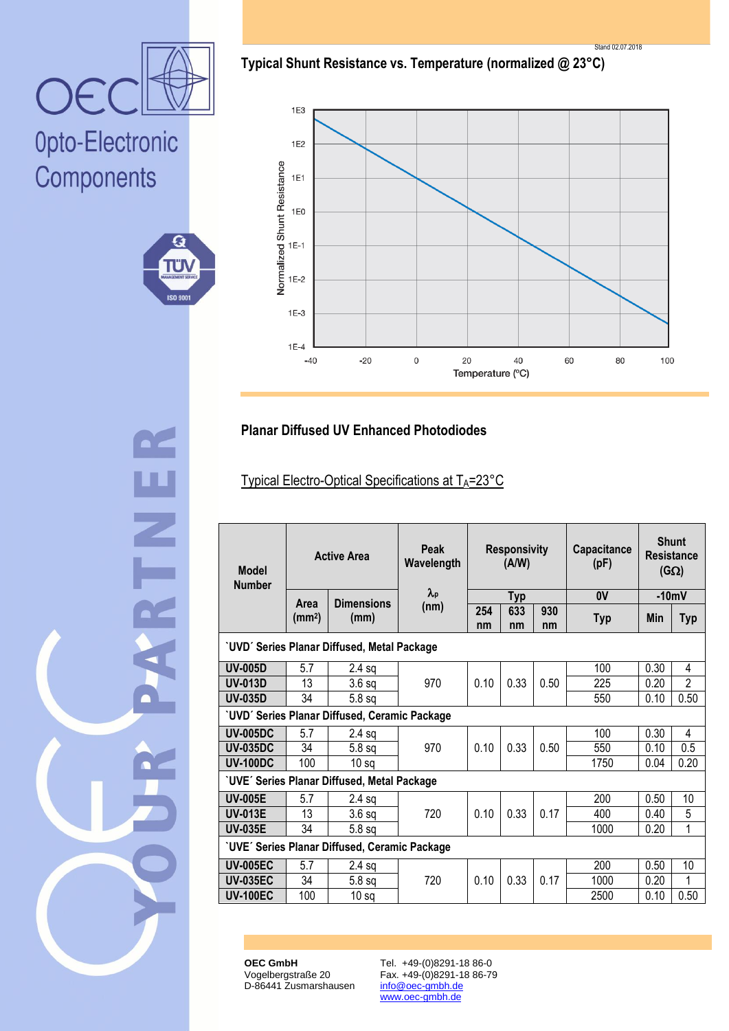## Typical Shunt Resistance vs. Temperature (normalized @ 23°C)

1E3
1E2
1E1
1E0
1E-1
1E-2
1E-3
1E-4

Normalized Shunt Resistance

-40 -20 0 20 40 60 80 100

Temperature (°C)

## Planar Diffused UV Enhanced Photodiodes

Typical Electro-Optical Specifications at $T_A$=23°C

| Model Number | Active Area | | Peak Wavelength | Responsivity (A/W) | | | Capacitance (pF) | Shunt Resistance (GΩ) | |
|---|---|---|---|---|---|---|---|---|---|
| | | | $\lambda_p$ (nm) | Typ | | | 0V | -10mV | |
| | Area (mm²) | Dimensions (mm) | | 254 nm | 633 nm | 930 nm | Typ | Min | Typ |
| **`UVD´ Series Planar Diffused, Metal Package** | | | | | | | | | |
| **UV-005D** | 5.7 | 2.4 sq | 970 | 0.10 | 0.33 | 0.50 | 100 | 0.30 | 4 |
| **UV-013D** | 13 | 3.6 sq | | | | | 225 | 0.20 | 2 |
| **UV-035D** | 34 | 5.8 sq | | | | | 550 | 0.10 | 0.50 |
| **`UVD´ Series Planar Diffused, Ceramic Package** | | | | | | | | | |
| **UV-005DC** | 5.7 | 2.4 sq | 970 | 0.10 | 0.33 | 0.50 | 100 | 0.30 | 4 |
| **UV-035DC** | 34 | 5.8 sq | | | | | 550 | 0.10 | 0.5 |
| **UV-100DC** | 100 | 10 sq | | | | | 1750 | 0.04 | 0.20 |
| **`UVE´ Series Planar Diffused, Metal Package** | | | | | | | | | |
| **UV-005E** | 5.7 | 2.4 sq | 720 | 0.10 | 0.33 | 0.17 | 200 | 0.50 | 10 |
| **UV-013E** | 13 | 3.6 sq | | | | | 400 | 0.40 | 5 |
| **UV-035E** | 34 | 5.8 sq | | | | | 1000 | 0.20 | 1 |
| **`UVE´ Series Planar Diffused, Ceramic Package** | | | | | | | | | |
| **UV-005EC** | 5.7 | 2.4 sq | 720 | 0.10 | 0.33 | 0.17 | 200 | 0.50 | 10 |
| **UV-035EC** | 34 | 5.8 sq | | | | | 1000 | 0.20 | 1 |
| **UV-100EC** | 100 | 10 sq | | | | | 2500 | 0.10 | 0.50 |

**OEC GmbH**
Vogelbergstraße 20
D-86441 Zusmarshausen

Tel. +49-(0)8291-18 86-0
Fax. +49-(0)8291-18 86-79
info@oec-gmbh.de
www.oec-gmbh.de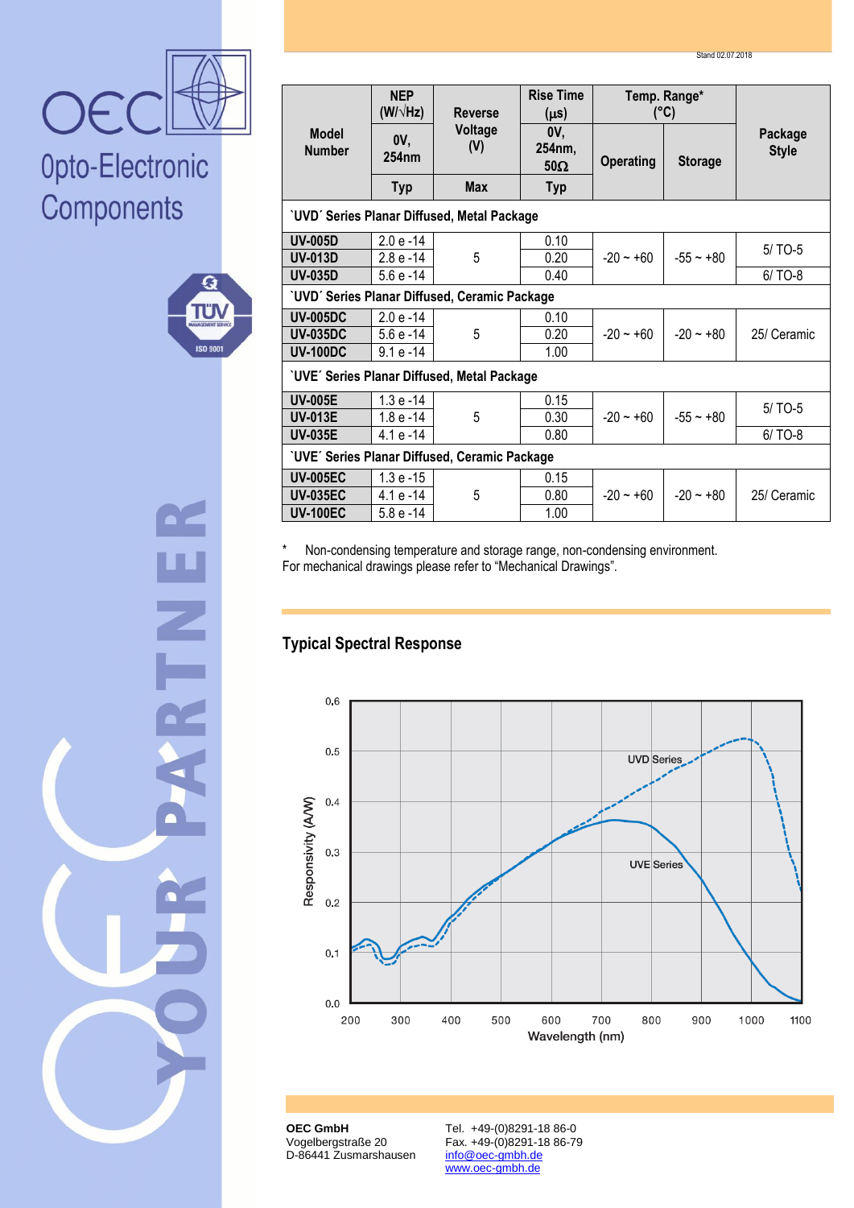| Model Number | NEP (W/√Hz) | Reverse Voltage (V) | Rise Time (µs) | Temp. Range* (°C) | | Package Style |
|---|---|---|---|---|---|---|
| | 0V, 254nm | | 0V, 254nm, 50Ω | Operating | Storage | |
| | Typ | Max | Typ | | | |
| **`UVD´ Series Planar Diffused, Metal Package** | | | | | | |
| **UV-005D** | 2.0 e -14 | 5 | 0.10 | -20 ~ +60 | -55 ~ +80 | 5/ TO-5 |
| **UV-013D** | 2.8 e -14 | | 0.20 | | | |
| **UV-035D** | 5.6 e -14 | | 0.40 | | | 6/ TO-8 |
| **`UVD´ Series Planar Diffused, Ceramic Package** | | | | | | |
| **UV-005DC** | 2.0 e -14 | 5 | 0.10 | -20 ~ +60 | -20 ~ +80 | 25/ Ceramic |
| **UV-035DC** | 5.6 e -14 | | 0.20 | | | |
| **UV-100DC** | 9.1 e -14 | | 1.00 | | | |
| **`UVE´ Series Planar Diffused, Metal Package** | | | | | | |
| **UV-005E** | 1.3 e -14 | 5 | 0.15 | -20 ~ +60 | -55 ~ +80 | 5/ TO-5 |
| **UV-013E** | 1.8 e -14 | | 0.30 | | | |
| **UV-035E** | 4.1 e -14 | | 0.80 | | | 6/ TO-8 |
| **`UVE´ Series Planar Diffused, Ceramic Package** | | | | | | |
| **UV-005EC** | 1.3 e -15 | 5 | 0.15 | -20 ~ +60 | -20 ~ +80 | 25/ Ceramic |
| **UV-035EC** | 4.1 e -14 | | 0.80 | | | |
| **UV-100EC** | 5.8 e -14 | | 1.00 | | | |

\* Non-condensing temperature and storage range, non-condensing environment.
For mechanical drawings please refer to "Mechanical Drawings".

## Typical Spectral Response

OEC GmbH
Vogelbergstraße 20
D-86441 Zusmarshausen

Tel. +49-(0)8291-18 86-0
Fax. +49-(0)8291-18 86-79
info@oec-gmbh.de
www.oec-gmbh.de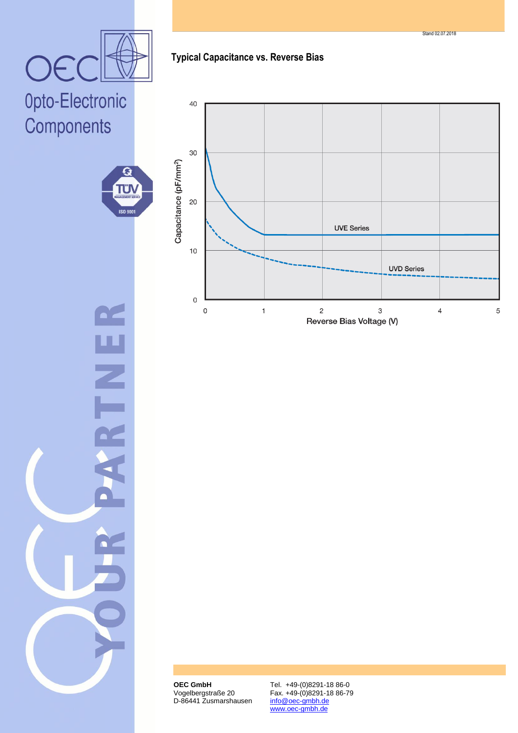Stand 02.07.2018

## Typical Capacitance vs. Reverse Bias

Capacitance (pF/mm²)

40
30
20
10
0

0
1
2
3
4
5

Reverse Bias Voltage (V)

UVE Series

UVD Series

**OEC GmbH**
Vogelbergstraße 20
D-86441 Zusmarshausen

Tel. +49-(0)8291-18 86-0
Fax. +49-(0)8291-18 86-79
info@oec-gmbh.de
www.oec-gmbh.de